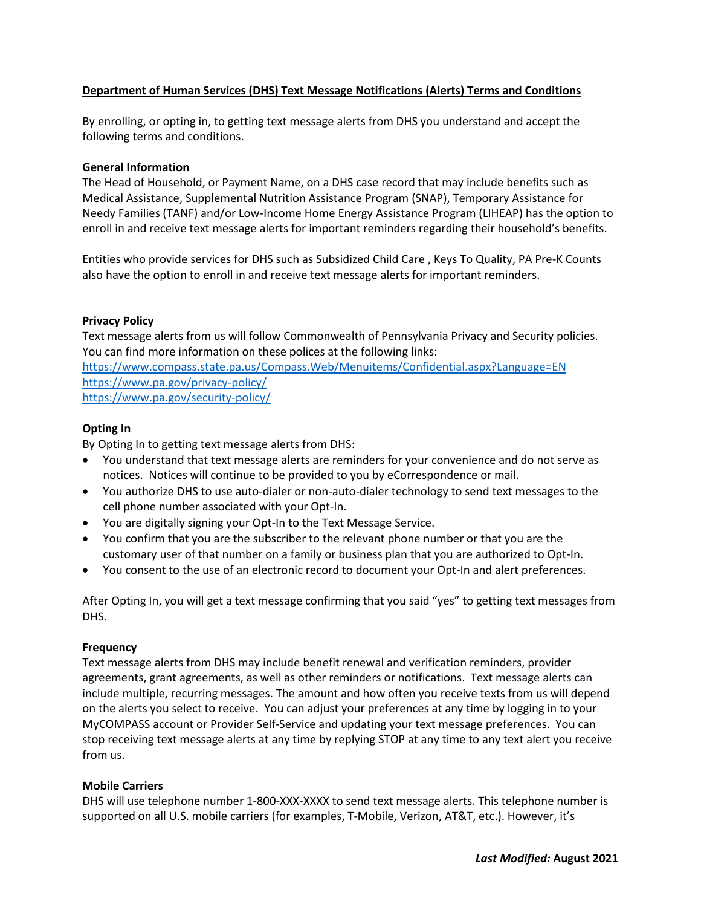# Department of Human Services (DHS) Text Message Notifications (Alerts) Terms and Conditions

By enrolling, or opting in, to getting text message alerts from DHS you understand and accept the following terms and conditions.

## General Information

The Head of Household, or Payment Name, on a DHS case record that may include benefits such as Medical Assistance, Supplemental Nutrition Assistance Program (SNAP), Temporary Assistance for Needy Families (TANF) and/or Low-Income Home Energy Assistance Program (LIHEAP) has the option to enroll in and receive text message alerts for important reminders regarding their household's benefits.

Entities who provide services for DHS such as Subsidized Child Care , Keys To Quality, PA Pre-K Counts also have the option to enroll in and receive text message alerts for important reminders.

## Privacy Policy

Text message alerts from us will follow Commonwealth of Pennsylvania Privacy and Security policies. You can find more information on these polices at the following links:
https://www.compass.state.pa.us/Compass.Web/Menuitems/Confidential.aspx?Language=EN
https://www.pa.gov/privacy-policy/
https://www.pa.gov/security-policy/

## Opting In

By Opting In to getting text message alerts from DHS:

- You understand that text message alerts are reminders for your convenience and do not serve as notices. Notices will continue to be provided to you by eCorrespondence or mail.
- You authorize DHS to use auto-dialer or non-auto-dialer technology to send text messages to the cell phone number associated with your Opt-In.
- You are digitally signing your Opt-In to the Text Message Service.
- You confirm that you are the subscriber to the relevant phone number or that you are the customary user of that number on a family or business plan that you are authorized to Opt-In.
- You consent to the use of an electronic record to document your Opt-In and alert preferences.

After Opting In, you will get a text message confirming that you said "yes" to getting text messages from DHS.

## Frequency

Text message alerts from DHS may include benefit renewal and verification reminders, provider agreements, grant agreements, as well as other reminders or notifications. Text message alerts can include multiple, recurring messages. The amount and how often you receive texts from us will depend on the alerts you select to receive. You can adjust your preferences at any time by logging in to your MyCOMPASS account or Provider Self-Service and updating your text message preferences. You can stop receiving text message alerts at any time by replying STOP at any time to any text alert you receive from us.

## Mobile Carriers

DHS will use telephone number 1-800-XXX-XXXX to send text message alerts. This telephone number is supported on all U.S. mobile carriers (for examples, T-Mobile, Verizon, AT&T, etc.). However, it's

*Last Modified:* **August 2021**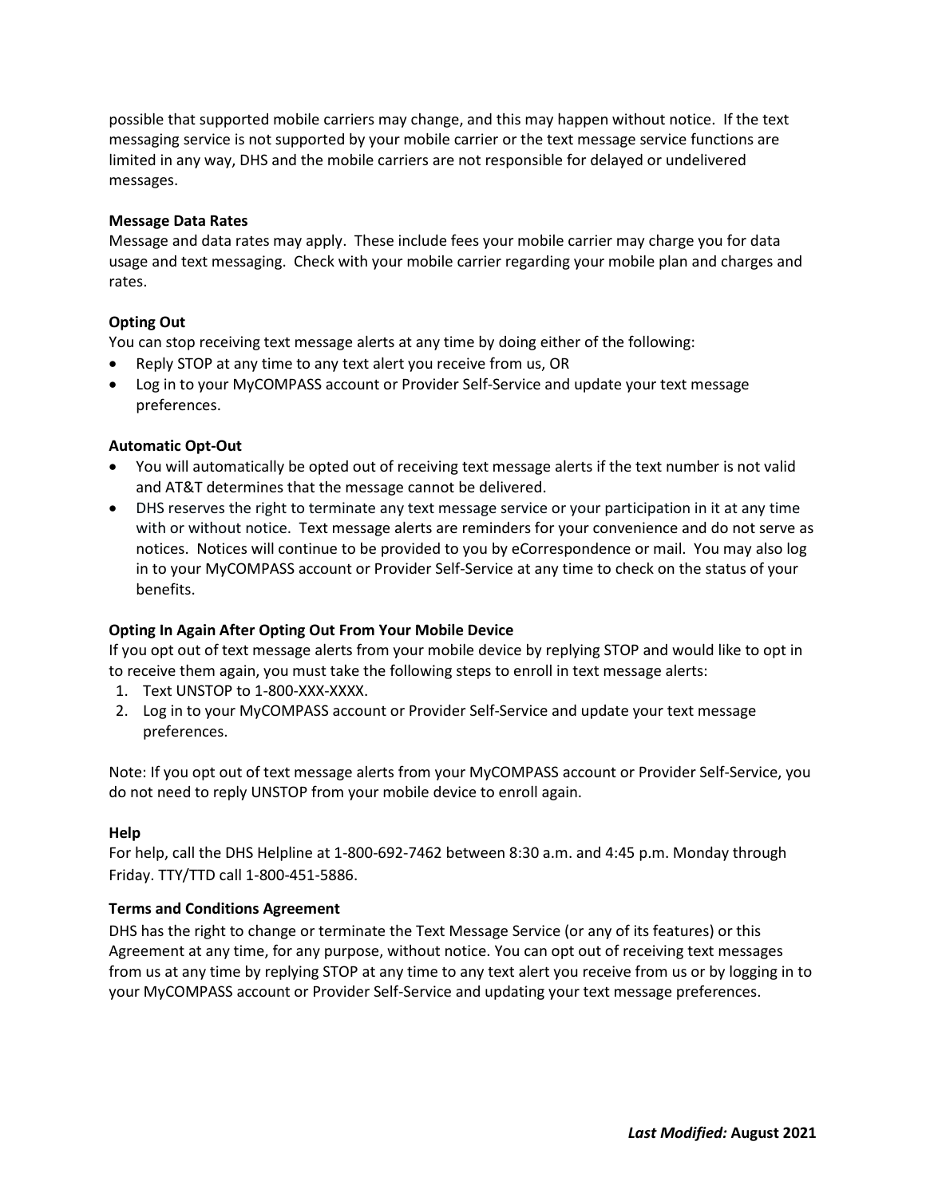possible that supported mobile carriers may change, and this may happen without notice. If the text messaging service is not supported by your mobile carrier or the text message service functions are limited in any way, DHS and the mobile carriers are not responsible for delayed or undelivered messages.

**Message Data Rates**

Message and data rates may apply. These include fees your mobile carrier may charge you for data usage and text messaging. Check with your mobile carrier regarding your mobile plan and charges and rates.

**Opting Out**

You can stop receiving text message alerts at any time by doing either of the following:

- Reply STOP at any time to any text alert you receive from us, OR
- Log in to your MyCOMPASS account or Provider Self-Service and update your text message preferences.

**Automatic Opt-Out**

- You will automatically be opted out of receiving text message alerts if the text number is not valid and AT&T determines that the message cannot be delivered.
- DHS reserves the right to terminate any text message service or your participation in it at any time with or without notice. Text message alerts are reminders for your convenience and do not serve as notices. Notices will continue to be provided to you by eCorrespondence or mail. You may also log in to your MyCOMPASS account or Provider Self-Service at any time to check on the status of your benefits.

**Opting In Again After Opting Out From Your Mobile Device**

If you opt out of text message alerts from your mobile device by replying STOP and would like to opt in to receive them again, you must take the following steps to enroll in text message alerts:

1. Text UNSTOP to 1-800-XXX-XXXX.
2. Log in to your MyCOMPASS account or Provider Self-Service and update your text message preferences.

Note: If you opt out of text message alerts from your MyCOMPASS account or Provider Self-Service, you do not need to reply UNSTOP from your mobile device to enroll again.

**Help**

For help, call the DHS Helpline at 1-800-692-7462 between 8:30 a.m. and 4:45 p.m. Monday through Friday. TTY/TTD call 1-800-451-5886.

**Terms and Conditions Agreement**

DHS has the right to change or terminate the Text Message Service (or any of its features) or this Agreement at any time, for any purpose, without notice. You can opt out of receiving text messages from us at any time by replying STOP at any time to any text alert you receive from us or by logging in to your MyCOMPASS account or Provider Self-Service and updating your text message preferences.

*Last Modified:* **August 2021**